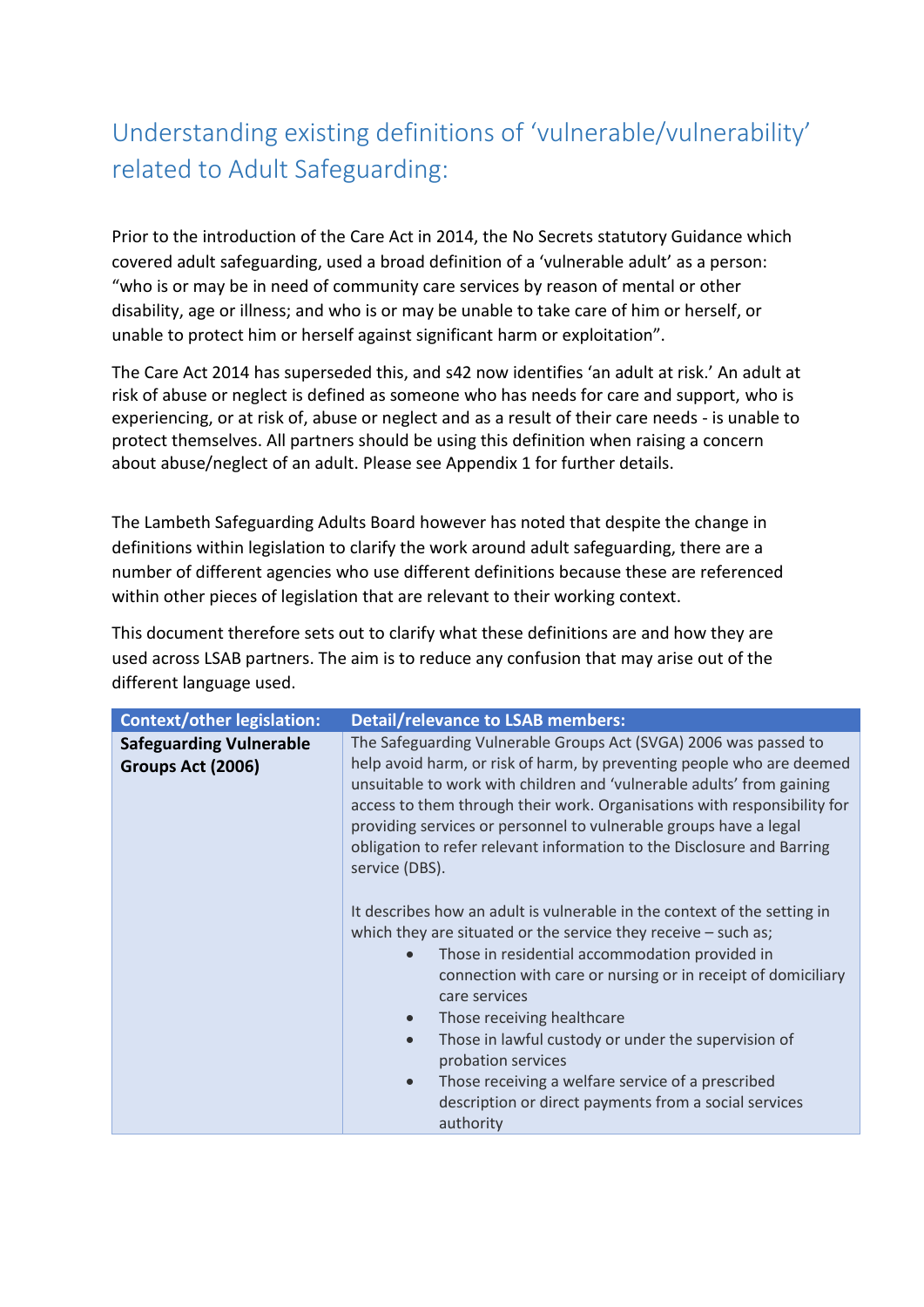# Understanding existing definitions of 'vulnerable/vulnerability' related to Adult Safeguarding:

Prior to the introduction of the Care Act in 2014, the No Secrets statutory Guidance which covered adult safeguarding, used a broad definition of a 'vulnerable adult' as a person: "who is or may be in need of community care services by reason of mental or other disability, age or illness; and who is or may be unable to take care of him or herself, or unable to protect him or herself against significant harm or exploitation".

The Care Act 2014 has superseded this, and s42 now identifies 'an adult at risk.' An adult at risk of abuse or neglect is defined as someone who has needs for care and support, who is experiencing, or at risk of, abuse or neglect and as a result of their care needs - is unable to protect themselves. All partners should be using this definition when raising a concern about abuse/neglect of an adult. Please see Appendix 1 for further details.

The Lambeth Safeguarding Adults Board however has noted that despite the change in definitions within legislation to clarify the work around adult safeguarding, there are a number of different agencies who use different definitions because these are referenced within other pieces of legislation that are relevant to their working context.

This document therefore sets out to clarify what these definitions are and how they are used across LSAB partners. The aim is to reduce any confusion that may arise out of the different language used.

| Context/other legislation: | Detail/relevance to LSAB members: |
|---|---|
| **Safeguarding Vulnerable Groups Act (2006)** | The Safeguarding Vulnerable Groups Act (SVGA) 2006 was passed to help avoid harm, or risk of harm, by preventing people who are deemed unsuitable to work with children and 'vulnerable adults' from gaining access to them through their work. Organisations with responsibility for providing services or personnel to vulnerable groups have a legal obligation to refer relevant information to the Disclosure and Barring service (DBS).<br><br>It describes how an adult is vulnerable in the context of the setting in which they are situated or the service they receive – such as;<br>• Those in residential accommodation provided in connection with care or nursing or in receipt of domiciliary care services<br>• Those receiving healthcare<br>• Those in lawful custody or under the supervision of probation services<br>• Those receiving a welfare service of a prescribed description or direct payments from a social services authority |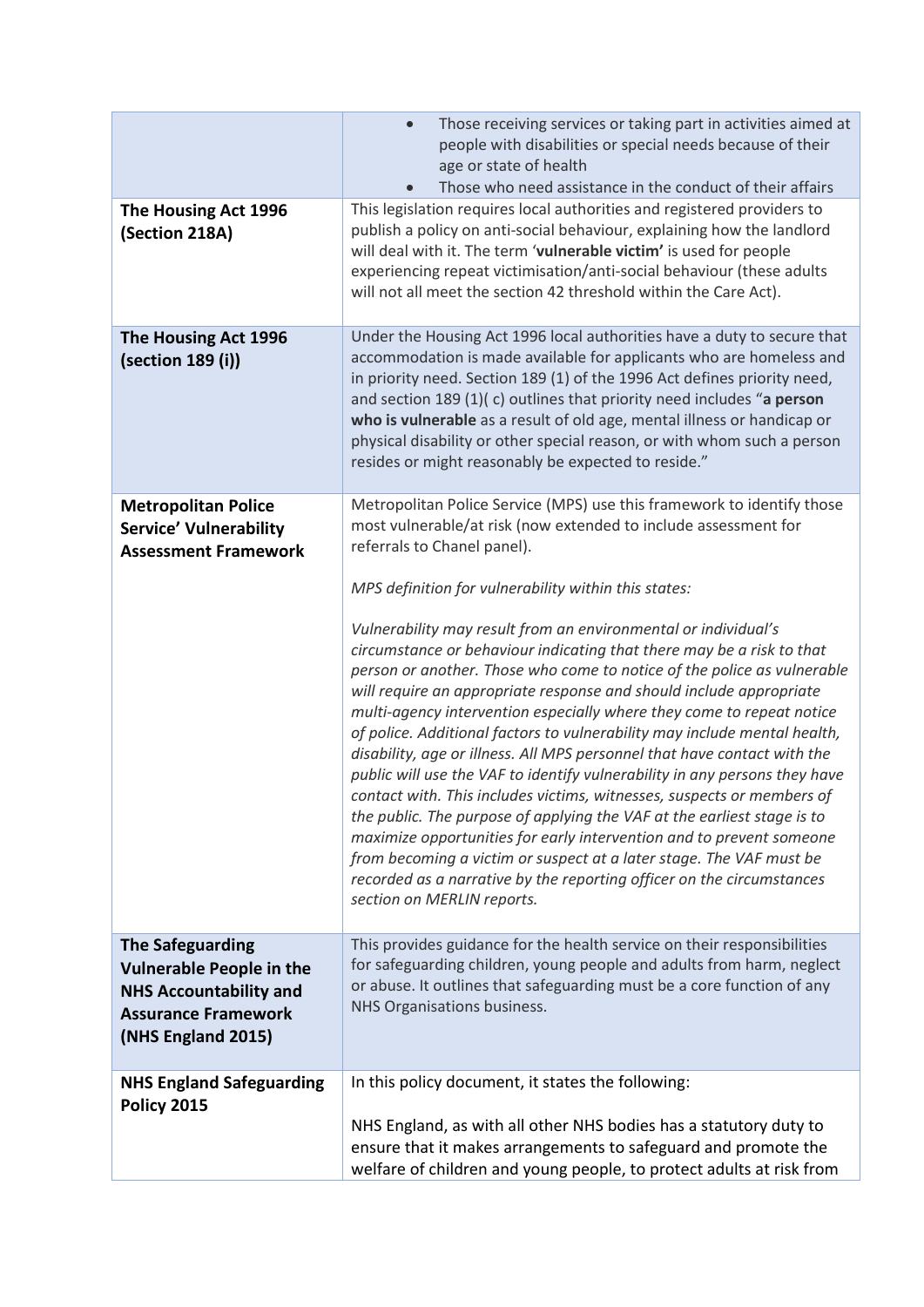| | |
|---|---|
| | • Those receiving services or taking part in activities aimed at people with disabilities or special needs because of their age or state of health<br>• Those who need assistance in the conduct of their affairs |
| **The Housing Act 1996 (Section 218A)** | This legislation requires local authorities and registered providers to publish a policy on anti-social behaviour, explaining how the landlord will deal with it. The term '**vulnerable victim'** is used for people experiencing repeat victimisation/anti-social behaviour (these adults will not all meet the section 42 threshold within the Care Act). |
| **The Housing Act 1996 (section 189 (i))** | Under the Housing Act 1996 local authorities have a duty to secure that accommodation is made available for applicants who are homeless and in priority need. Section 189 (1) of the 1996 Act defines priority need, and section 189 (1)( c) outlines that priority need includes "**a person who is vulnerable** as a result of old age, mental illness or handicap or physical disability or other special reason, or with whom such a person resides or might reasonably be expected to reside." |
| **Metropolitan Police Service' Vulnerability Assessment Framework** | Metropolitan Police Service (MPS) use this framework to identify those most vulnerable/at risk (now extended to include assessment for referrals to Chanel panel).<br><br>*MPS definition for vulnerability within this states:*<br><br>*Vulnerability may result from an environmental or individual's circumstance or behaviour indicating that there may be a risk to that person or another. Those who come to notice of the police as vulnerable will require an appropriate response and should include appropriate multi-agency intervention especially where they come to repeat notice of police. Additional factors to vulnerability may include mental health, disability, age or illness. All MPS personnel that have contact with the public will use the VAF to identify vulnerability in any persons they have contact with. This includes victims, witnesses, suspects or members of the public. The purpose of applying the VAF at the earliest stage is to maximize opportunities for early intervention and to prevent someone from becoming a victim or suspect at a later stage. The VAF must be recorded as a narrative by the reporting officer on the circumstances section on MERLIN reports.* |
| **The Safeguarding Vulnerable People in the NHS Accountability and Assurance Framework (NHS England 2015)** | This provides guidance for the health service on their responsibilities for safeguarding children, young people and adults from harm, neglect or abuse. It outlines that safeguarding must be a core function of any NHS Organisations business. |
| **NHS England Safeguarding Policy 2015** | In this policy document, it states the following:<br><br>NHS England, as with all other NHS bodies has a statutory duty to ensure that it makes arrangements to safeguard and promote the welfare of children and young people, to protect adults at risk from |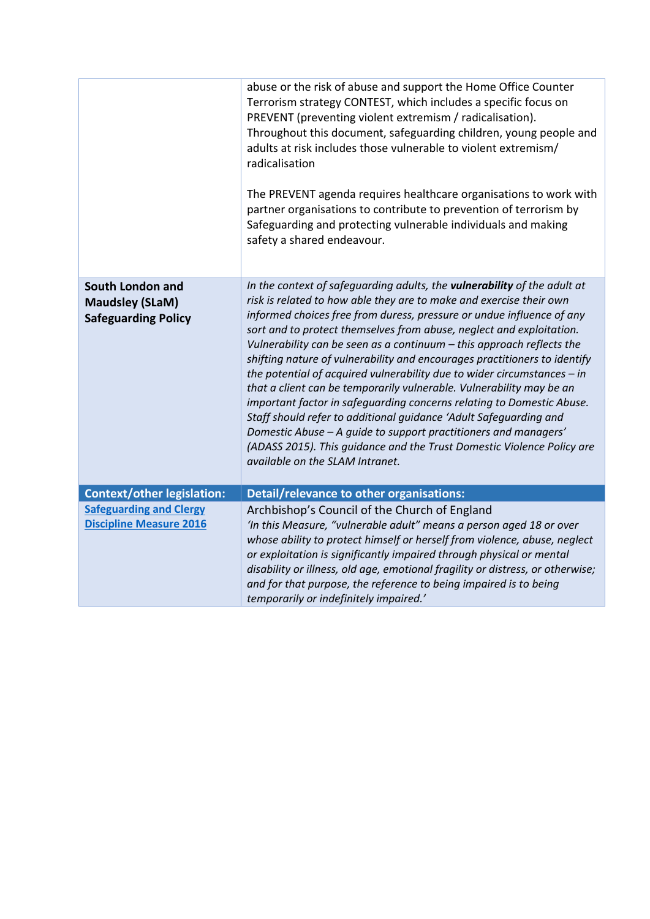| | |
|---|---|
| | abuse or the risk of abuse and support the Home Office Counter Terrorism strategy CONTEST, which includes a specific focus on PREVENT (preventing violent extremism / radicalisation). Throughout this document, safeguarding children, young people and adults at risk includes those vulnerable to violent extremism/ radicalisation<br><br>The PREVENT agenda requires healthcare organisations to work with partner organisations to contribute to prevention of terrorism by Safeguarding and protecting vulnerable individuals and making safety a shared endeavour. |
| **South London and Maudsley (SLaM) Safeguarding Policy** | *In the context of safeguarding adults, the **vulnerability** of the adult at risk is related to how able they are to make and exercise their own informed choices free from duress, pressure or undue influence of any sort and to protect themselves from abuse, neglect and exploitation. Vulnerability can be seen as a continuum – this approach reflects the shifting nature of vulnerability and encourages practitioners to identify the potential of acquired vulnerability due to wider circumstances – in that a client can be temporarily vulnerable. Vulnerability may be an important factor in safeguarding concerns relating to Domestic Abuse. Staff should refer to additional guidance 'Adult Safeguarding and Domestic Abuse – A guide to support practitioners and managers' (ADASS 2015). This guidance and the Trust Domestic Violence Policy are available on the SLAM Intranet.* |
| **Context/other legislation:** | **Detail/relevance to other organisations:** |
| **Safeguarding and Clergy Discipline Measure 2016** | Archbishop's Council of the Church of England<br>*'In this Measure, "vulnerable adult" means a person aged 18 or over whose ability to protect himself or herself from violence, abuse, neglect or exploitation is significantly impaired through physical or mental disability or illness, old age, emotional fragility or distress, or otherwise; and for that purpose, the reference to being impaired is to being temporarily or indefinitely impaired.'* |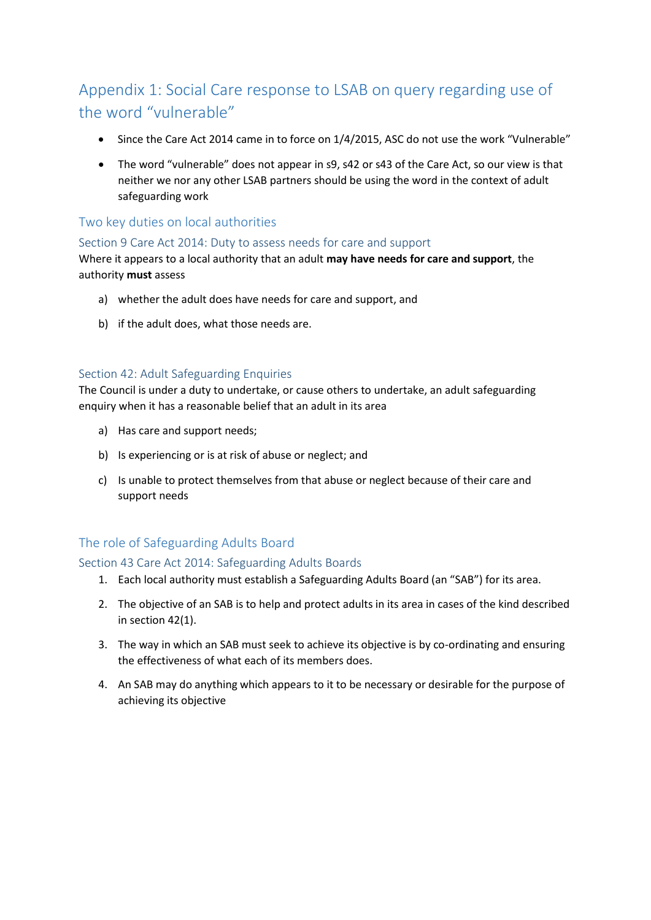# Appendix 1: Social Care response to LSAB on query regarding use of the word "vulnerable"

- Since the Care Act 2014 came in to force on 1/4/2015, ASC do not use the work "Vulnerable"
- The word "vulnerable" does not appear in s9, s42 or s43 of the Care Act, so our view is that neither we nor any other LSAB partners should be using the word in the context of adult safeguarding work

## Two key duties on local authorities

### Section 9 Care Act 2014: Duty to assess needs for care and support

Where it appears to a local authority that an adult **may have needs for care and support**, the authority **must** assess

a) whether the adult does have needs for care and support, and

b) if the adult does, what those needs are.

### Section 42: Adult Safeguarding Enquiries

The Council is under a duty to undertake, or cause others to undertake, an adult safeguarding enquiry when it has a reasonable belief that an adult in its area

a) Has care and support needs;

b) Is experiencing or is at risk of abuse or neglect; and

c) Is unable to protect themselves from that abuse or neglect because of their care and support needs

## The role of Safeguarding Adults Board

### Section 43 Care Act 2014: Safeguarding Adults Boards

1. Each local authority must establish a Safeguarding Adults Board (an "SAB") for its area.
2. The objective of an SAB is to help and protect adults in its area in cases of the kind described in section 42(1).
3. The way in which an SAB must seek to achieve its objective is by co-ordinating and ensuring the effectiveness of what each of its members does.
4. An SAB may do anything which appears to it to be necessary or desirable for the purpose of achieving its objective